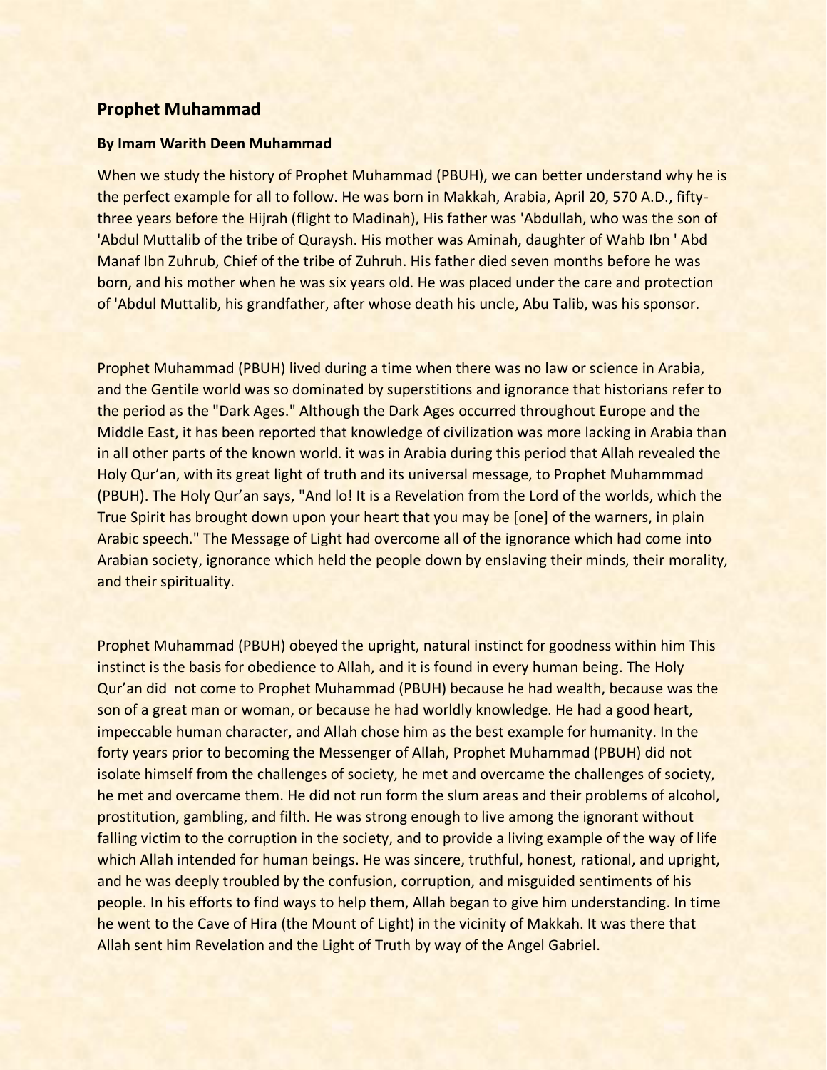## Prophet Muhammad

**By Imam Warith Deen Muhammad**

When we study the history of Prophet Muhammad (PBUH), we can better understand why he is the perfect example for all to follow. He was born in Makkah, Arabia, April 20, 570 A.D., fifty-three years before the Hijrah (flight to Madinah), His father was 'Abdullah, who was the son of 'Abdul Muttalib of the tribe of Quraysh. His mother was Aminah, daughter of Wahb Ibn ' Abd Manaf Ibn Zuhrub, Chief of the tribe of Zuhruh. His father died seven months before he was born, and his mother when he was six years old. He was placed under the care and protection of 'Abdul Muttalib, his grandfather, after whose death his uncle, Abu Talib, was his sponsor.

Prophet Muhammad (PBUH) lived during a time when there was no law or science in Arabia, and the Gentile world was so dominated by superstitions and ignorance that historians refer to the period as the "Dark Ages." Although the Dark Ages occurred throughout Europe and the Middle East, it has been reported that knowledge of civilization was more lacking in Arabia than in all other parts of the known world. it was in Arabia during this period that Allah revealed the Holy Qur'an, with its great light of truth and its universal message, to Prophet Muhammmad (PBUH). The Holy Qur'an says, "And lo! It is a Revelation from the Lord of the worlds, which the True Spirit has brought down upon your heart that you may be [one] of the warners, in plain Arabic speech." The Message of Light had overcome all of the ignorance which had come into Arabian society, ignorance which held the people down by enslaving their minds, their morality, and their spirituality.

Prophet Muhammad (PBUH) obeyed the upright, natural instinct for goodness within him This instinct is the basis for obedience to Allah, and it is found in every human being. The Holy Qur'an did not come to Prophet Muhammad (PBUH) because he had wealth, because was the son of a great man or woman, or because he had worldly knowledge. He had a good heart, impeccable human character, and Allah chose him as the best example for humanity. In the forty years prior to becoming the Messenger of Allah, Prophet Muhammad (PBUH) did not isolate himself from the challenges of society, he met and overcame the challenges of society, he met and overcame them. He did not run form the slum areas and their problems of alcohol, prostitution, gambling, and filth. He was strong enough to live among the ignorant without falling victim to the corruption in the society, and to provide a living example of the way of life which Allah intended for human beings. He was sincere, truthful, honest, rational, and upright, and he was deeply troubled by the confusion, corruption, and misguided sentiments of his people. In his efforts to find ways to help them, Allah began to give him understanding. In time he went to the Cave of Hira (the Mount of Light) in the vicinity of Makkah. It was there that Allah sent him Revelation and the Light of Truth by way of the Angel Gabriel.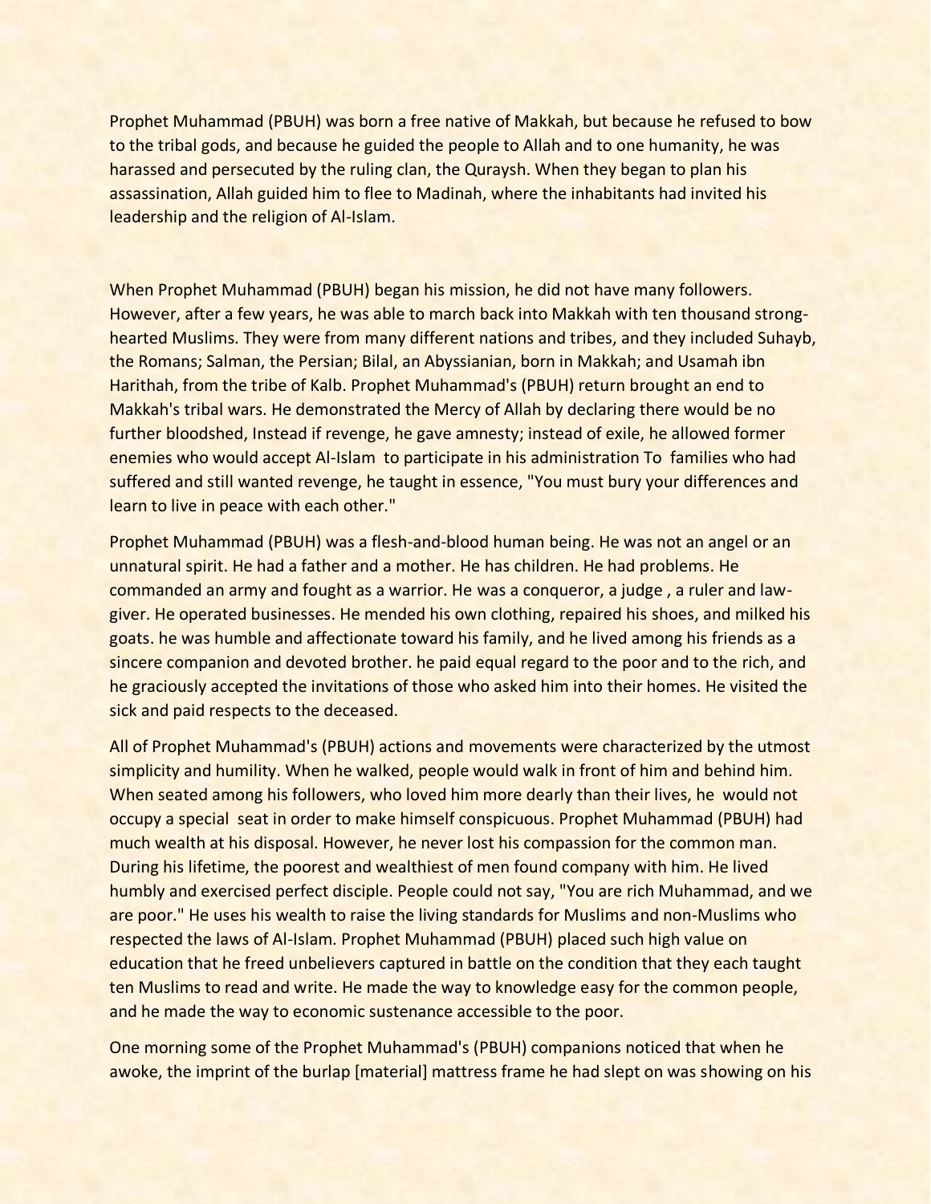Prophet Muhammad (PBUH) was born a free native of Makkah, but because he refused to bow to the tribal gods, and because he guided the people to Allah and to one humanity, he was harassed and persecuted by the ruling clan, the Quraysh. When they began to plan his assassination, Allah guided him to flee to Madinah, where the inhabitants had invited his leadership and the religion of Al-Islam.

When Prophet Muhammad (PBUH) began his mission, he did not have many followers. However, after a few years, he was able to march back into Makkah with ten thousand strong-hearted Muslims. They were from many different nations and tribes, and they included Suhayb, the Romans; Salman, the Persian; Bilal, an Abyssianian, born in Makkah; and Usamah ibn Harithah, from the tribe of Kalb. Prophet Muhammad's (PBUH) return brought an end to Makkah's tribal wars. He demonstrated the Mercy of Allah by declaring there would be no further bloodshed, Instead if revenge, he gave amnesty; instead of exile, he allowed former enemies who would accept Al-Islam to participate in his administration To families who had suffered and still wanted revenge, he taught in essence, "You must bury your differences and learn to live in peace with each other."

Prophet Muhammad (PBUH) was a flesh-and-blood human being. He was not an angel or an unnatural spirit. He had a father and a mother. He has children. He had problems. He commanded an army and fought as a warrior. He was a conqueror, a judge , a ruler and law-giver. He operated businesses. He mended his own clothing, repaired his shoes, and milked his goats. he was humble and affectionate toward his family, and he lived among his friends as a sincere companion and devoted brother. he paid equal regard to the poor and to the rich, and he graciously accepted the invitations of those who asked him into their homes. He visited the sick and paid respects to the deceased.

All of Prophet Muhammad's (PBUH) actions and movements were characterized by the utmost simplicity and humility. When he walked, people would walk in front of him and behind him. When seated among his followers, who loved him more dearly than their lives, he would not occupy a special seat in order to make himself conspicuous. Prophet Muhammad (PBUH) had much wealth at his disposal. However, he never lost his compassion for the common man. During his lifetime, the poorest and wealthiest of men found company with him. He lived humbly and exercised perfect disciple. People could not say, "You are rich Muhammad, and we are poor." He uses his wealth to raise the living standards for Muslims and non-Muslims who respected the laws of Al-Islam. Prophet Muhammad (PBUH) placed such high value on education that he freed unbelievers captured in battle on the condition that they each taught ten Muslims to read and write. He made the way to knowledge easy for the common people, and he made the way to economic sustenance accessible to the poor.

One morning some of the Prophet Muhammad's (PBUH) companions noticed that when he awoke, the imprint of the burlap [material] mattress frame he had slept on was showing on his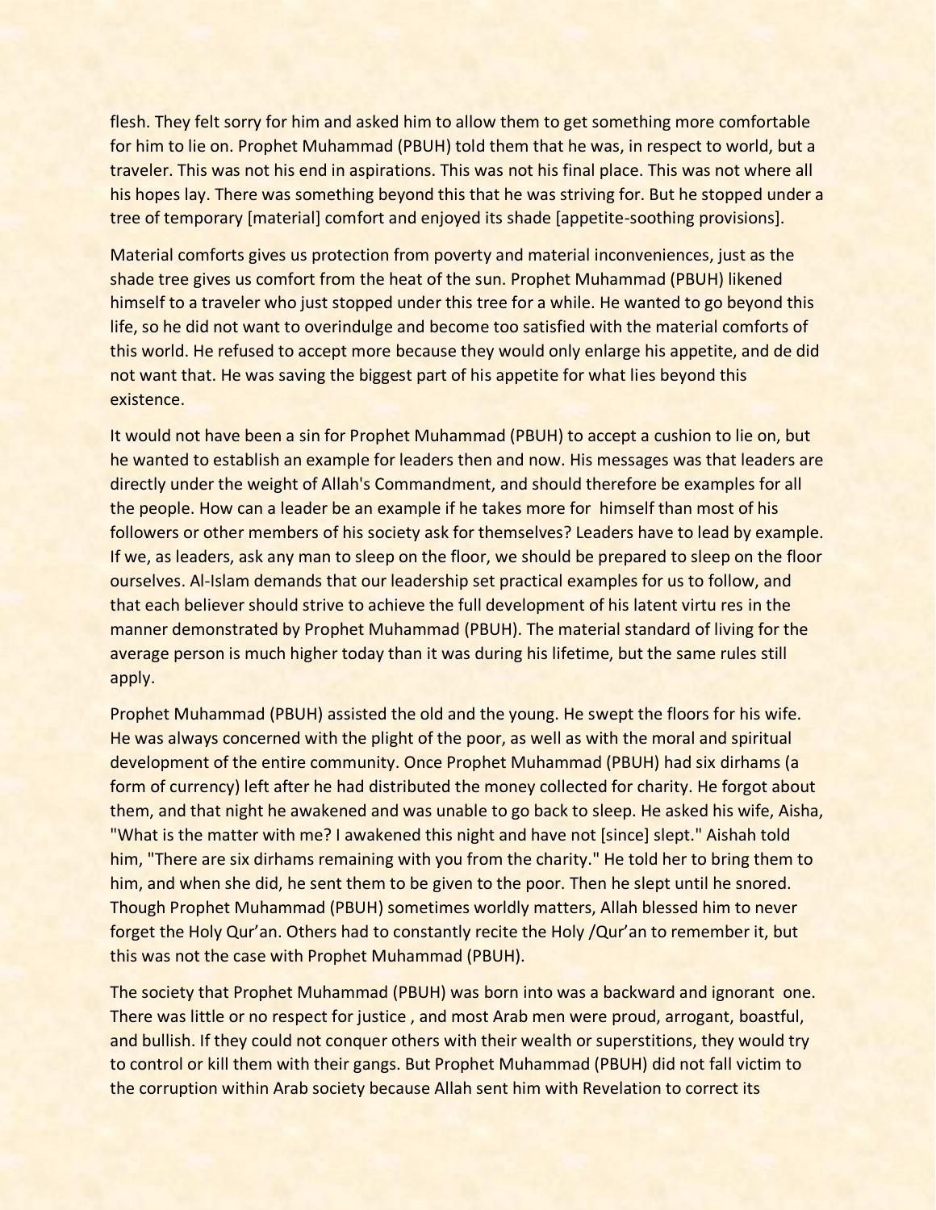flesh. They felt sorry for him and asked him to allow them to get something more comfortable for him to lie on. Prophet Muhammad (PBUH) told them that he was, in respect to world, but a traveler. This was not his end in aspirations. This was not his final place. This was not where all his hopes lay. There was something beyond this that he was striving for. But he stopped under a tree of temporary [material] comfort and enjoyed its shade [appetite-soothing provisions].

Material comforts gives us protection from poverty and material inconveniences, just as the shade tree gives us comfort from the heat of the sun. Prophet Muhammad (PBUH) likened himself to a traveler who just stopped under this tree for a while. He wanted to go beyond this life, so he did not want to overindulge and become too satisfied with the material comforts of this world. He refused to accept more because they would only enlarge his appetite, and de did not want that. He was saving the biggest part of his appetite for what lies beyond this existence.

It would not have been a sin for Prophet Muhammad (PBUH) to accept a cushion to lie on, but he wanted to establish an example for leaders then and now. His messages was that leaders are directly under the weight of Allah's Commandment, and should therefore be examples for all the people. How can a leader be an example if he takes more for himself than most of his followers or other members of his society ask for themselves? Leaders have to lead by example. If we, as leaders, ask any man to sleep on the floor, we should be prepared to sleep on the floor ourselves. Al-Islam demands that our leadership set practical examples for us to follow, and that each believer should strive to achieve the full development of his latent virtu res in the manner demonstrated by Prophet Muhammad (PBUH). The material standard of living for the average person is much higher today than it was during his lifetime, but the same rules still apply.

Prophet Muhammad (PBUH) assisted the old and the young. He swept the floors for his wife. He was always concerned with the plight of the poor, as well as with the moral and spiritual development of the entire community. Once Prophet Muhammad (PBUH) had six dirhams (a form of currency) left after he had distributed the money collected for charity. He forgot about them, and that night he awakened and was unable to go back to sleep. He asked his wife, Aisha, "What is the matter with me? I awakened this night and have not [since] slept." Aishah told him, "There are six dirhams remaining with you from the charity." He told her to bring them to him, and when she did, he sent them to be given to the poor. Then he slept until he snored. Though Prophet Muhammad (PBUH) sometimes worldly matters, Allah blessed him to never forget the Holy Qur'an. Others had to constantly recite the Holy /Qur'an to remember it, but this was not the case with Prophet Muhammad (PBUH).

The society that Prophet Muhammad (PBUH) was born into was a backward and ignorant one. There was little or no respect for justice , and most Arab men were proud, arrogant, boastful, and bullish. If they could not conquer others with their wealth or superstitions, they would try to control or kill them with their gangs. But Prophet Muhammad (PBUH) did not fall victim to the corruption within Arab society because Allah sent him with Revelation to correct its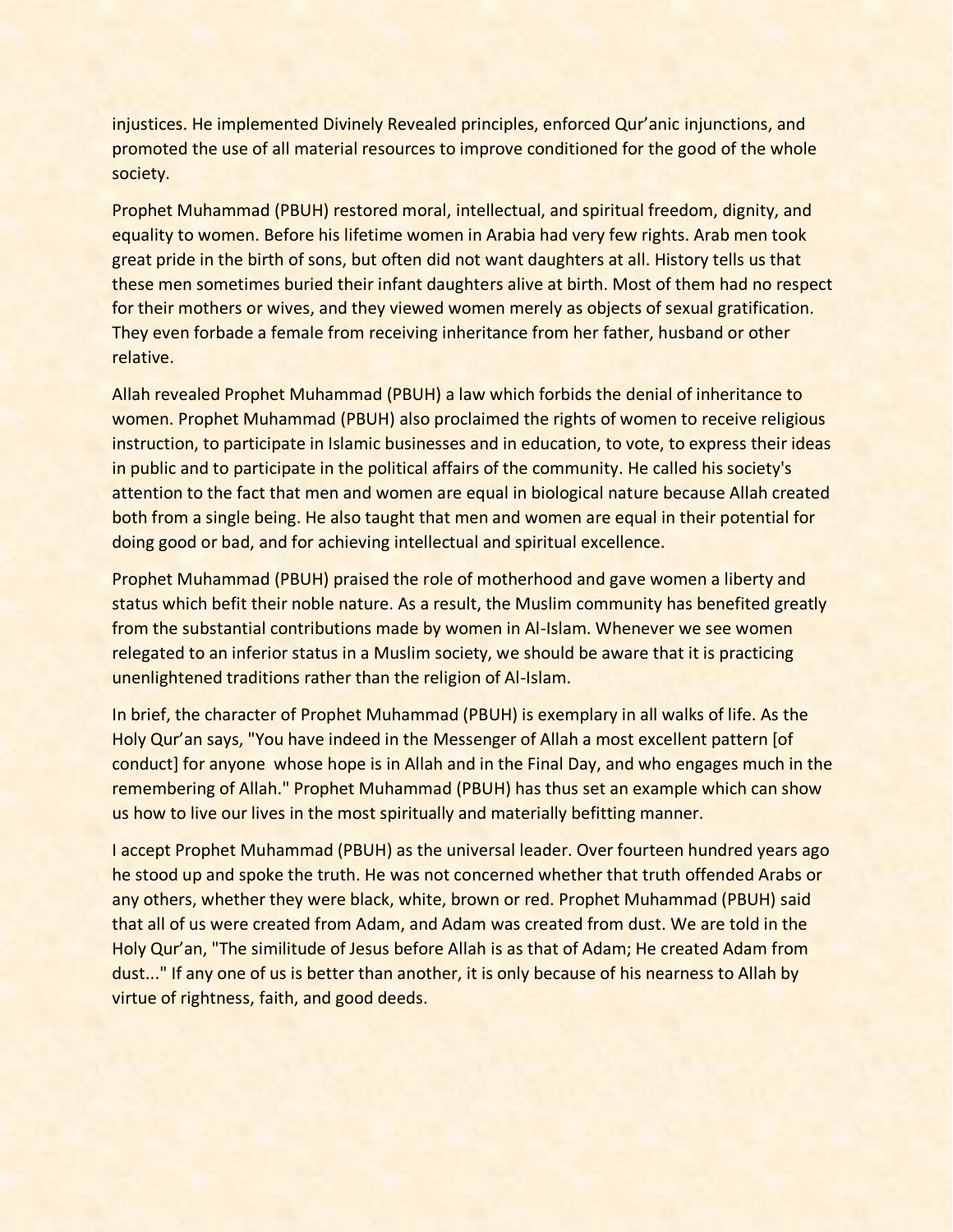injustices. He implemented Divinely Revealed principles, enforced Qur'anic injunctions, and promoted the use of all material resources to improve conditioned for the good of the whole society.

Prophet Muhammad (PBUH) restored moral, intellectual, and spiritual freedom, dignity, and equality to women. Before his lifetime women in Arabia had very few rights. Arab men took great pride in the birth of sons, but often did not want daughters at all. History tells us that these men sometimes buried their infant daughters alive at birth. Most of them had no respect for their mothers or wives, and they viewed women merely as objects of sexual gratification. They even forbade a female from receiving inheritance from her father, husband or other relative.

Allah revealed Prophet Muhammad (PBUH) a law which forbids the denial of inheritance to women. Prophet Muhammad (PBUH) also proclaimed the rights of women to receive religious instruction, to participate in Islamic businesses and in education, to vote, to express their ideas in public and to participate in the political affairs of the community. He called his society's attention to the fact that men and women are equal in biological nature because Allah created both from a single being. He also taught that men and women are equal in their potential for doing good or bad, and for achieving intellectual and spiritual excellence.

Prophet Muhammad (PBUH) praised the role of motherhood and gave women a liberty and status which befit their noble nature. As a result, the Muslim community has benefited greatly from the substantial contributions made by women in Al-Islam. Whenever we see women relegated to an inferior status in a Muslim society, we should be aware that it is practicing unenlightened traditions rather than the religion of Al-Islam.

In brief, the character of Prophet Muhammad (PBUH) is exemplary in all walks of life. As the Holy Qur'an says, "You have indeed in the Messenger of Allah a most excellent pattern [of conduct] for anyone whose hope is in Allah and in the Final Day, and who engages much in the remembering of Allah." Prophet Muhammad (PBUH) has thus set an example which can show us how to live our lives in the most spiritually and materially befitting manner.

I accept Prophet Muhammad (PBUH) as the universal leader. Over fourteen hundred years ago he stood up and spoke the truth. He was not concerned whether that truth offended Arabs or any others, whether they were black, white, brown or red. Prophet Muhammad (PBUH) said that all of us were created from Adam, and Adam was created from dust. We are told in the Holy Qur'an, "The similitude of Jesus before Allah is as that of Adam; He created Adam from dust..." If any one of us is better than another, it is only because of his nearness to Allah by virtue of rightness, faith, and good deeds.